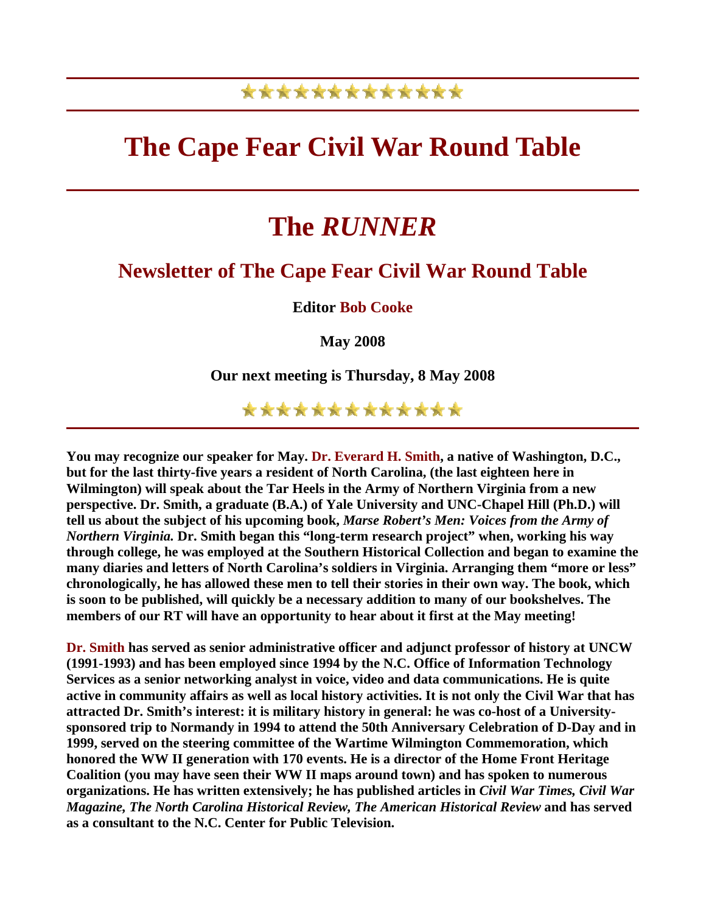# The Cape Fear Civil War Round Table

# The *RUNNER*

## Newsletter of The Cape Fear Civil War Round Table

**Editor Bob Cooke**

**May 2008**

**Our next meeting is Thursday, 8 May 2008**

---

**You may recognize our speaker for May. Dr. Everard H. Smith, a native of Washington, D.C., but for the last thirty-five years a resident of North Carolina, (the last eighteen here in Wilmington) will speak about the Tar Heels in the Army of Northern Virginia from a new perspective. Dr. Smith, a graduate (B.A.) of Yale University and UNC-Chapel Hill (Ph.D.) will tell us about the subject of his upcoming book, *Marse Robert's Men: Voices from the Army of Northern Virginia.* Dr. Smith began this "long-term research project" when, working his way through college, he was employed at the Southern Historical Collection and began to examine the many diaries and letters of North Carolina's soldiers in Virginia. Arranging them "more or less" chronologically, he has allowed these men to tell their stories in their own way. The book, which is soon to be published, will quickly be a necessary addition to many of our bookshelves. The members of our RT will have an opportunity to hear about it first at the May meeting!**

**Dr. Smith has served as senior administrative officer and adjunct professor of history at UNCW (1991-1993) and has been employed since 1994 by the N.C. Office of Information Technology Services as a senior networking analyst in voice, video and data communications. He is quite active in community affairs as well as local history activities. It is not only the Civil War that has attracted Dr. Smith's interest: it is military history in general: he was co-host of a University-sponsored trip to Normandy in 1994 to attend the 50th Anniversary Celebration of D-Day and in 1999, served on the steering committee of the Wartime Wilmington Commemoration, which honored the WW II generation with 170 events. He is a director of the Home Front Heritage Coalition (you may have seen their WW II maps around town) and has spoken to numerous organizations. He has written extensively; he has published articles in *Civil War Times, Civil War Magazine, The North Carolina Historical Review, The American Historical Review* and has served as a consultant to the N.C. Center for Public Television.**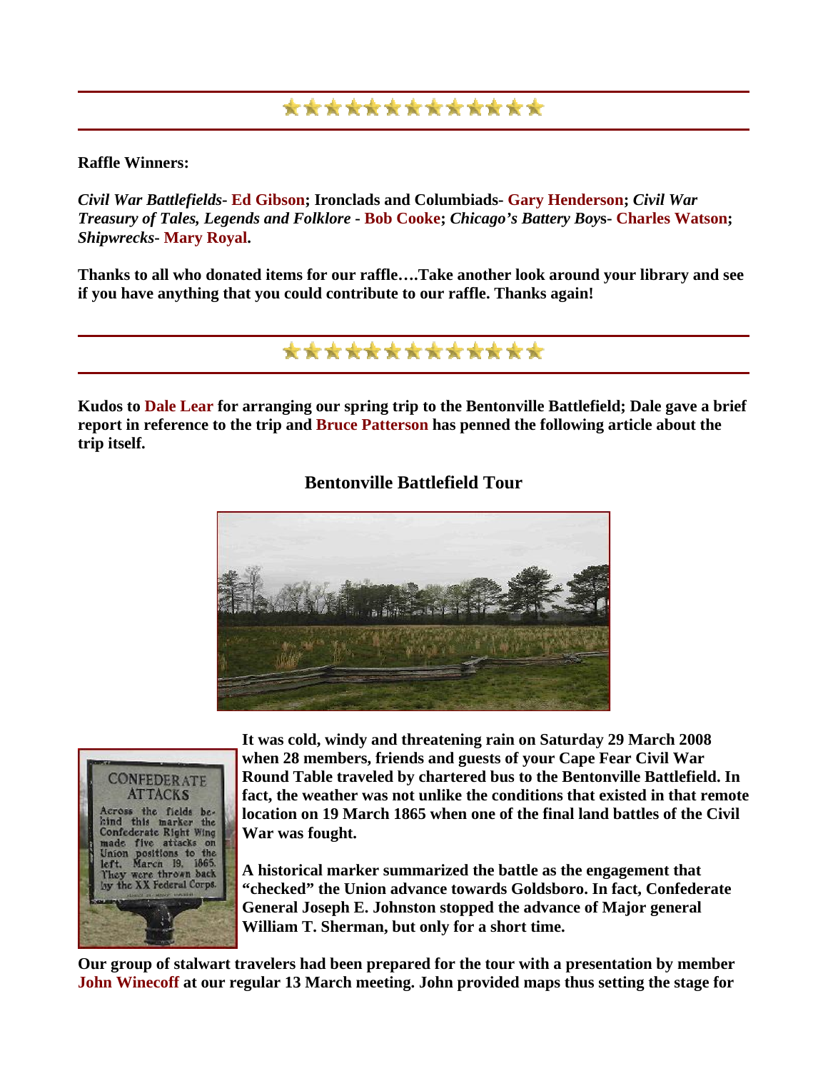**Raffle Winners:**

***Civil War Battlefields*- Ed Gibson; Ironclads and Columbiads- Gary Henderson; *Civil War Treasury of Tales, Legends and Folklore* - Bob Cooke; *Chicago's Battery Boys*- Charles Watson; *Shipwrecks*- Mary Royal.**

**Thanks to all who donated items for our raffle….Take another look around your library and see if you have anything that you could contribute to our raffle. Thanks again!**

**Kudos to Dale Lear for arranging our spring trip to the Bentonville Battlefield; Dale gave a brief report in reference to the trip and Bruce Patterson has penned the following article about the trip itself.**

## Bentonville Battlefield Tour

**It was cold, windy and threatening rain on Saturday 29 March 2008 when 28 members, friends and guests of your Cape Fear Civil War Round Table traveled by chartered bus to the Bentonville Battlefield. In fact, the weather was not unlike the conditions that existed in that remote location on 19 March 1865 when one of the final land battles of the Civil War was fought.**

**A historical marker summarized the battle as the engagement that "checked" the Union advance towards Goldsboro. In fact, Confederate General Joseph E. Johnston stopped the advance of Major general William T. Sherman, but only for a short time.**

**Our group of stalwart travelers had been prepared for the tour with a presentation by member John Winecoff at our regular 13 March meeting. John provided maps thus setting the stage for**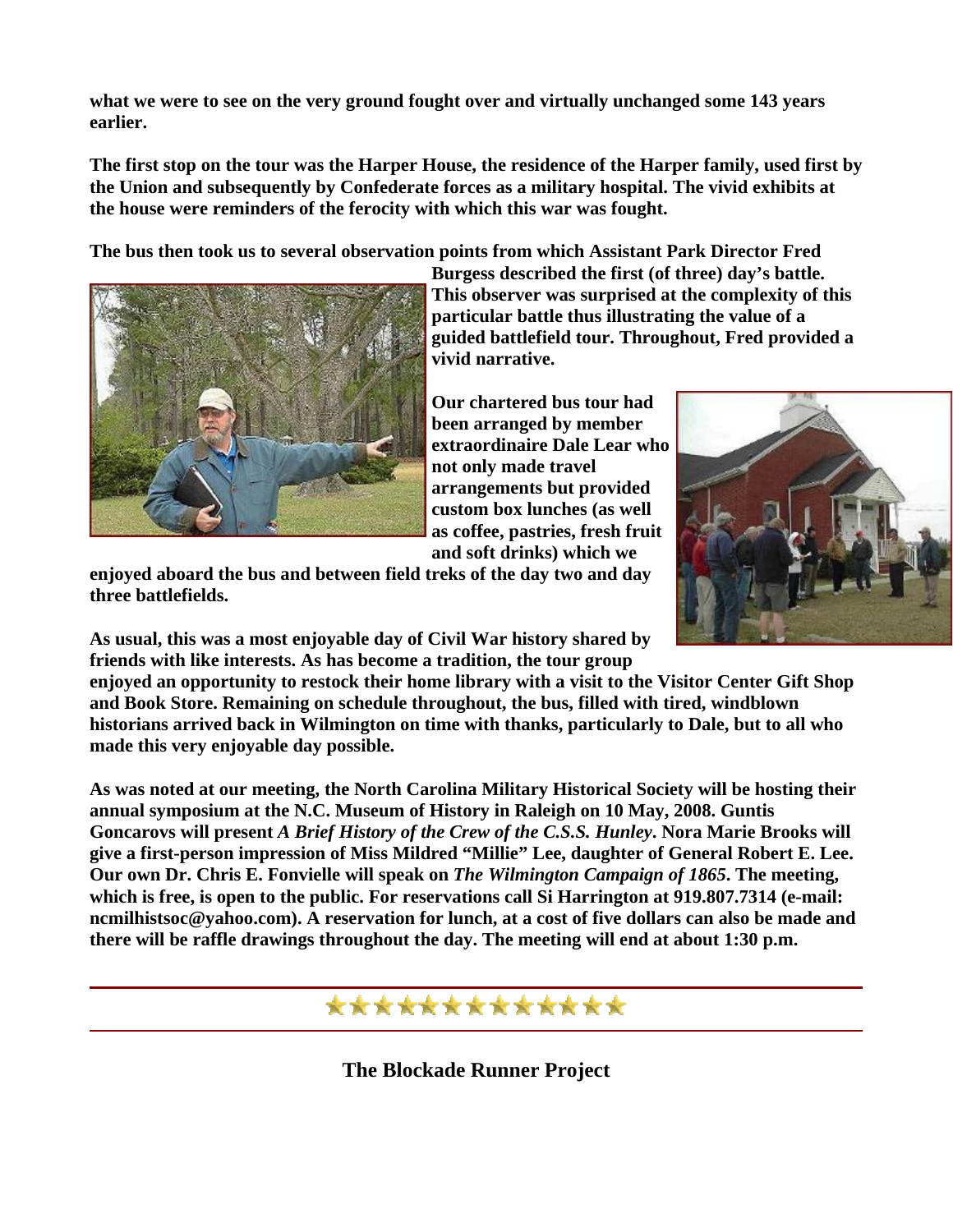**what we were to see on the very ground fought over and virtually unchanged some 143 years earlier.**

**The first stop on the tour was the Harper House, the residence of the Harper family, used first by the Union and subsequently by Confederate forces as a military hospital. The vivid exhibits at the house were reminders of the ferocity with which this war was fought.**

**The bus then took us to several observation points from which Assistant Park Director Fred Burgess described the first (of three) day's battle. This observer was surprised at the complexity of this particular battle thus illustrating the value of a guided battlefield tour. Throughout, Fred provided a vivid narrative.**

**Our chartered bus tour had been arranged by member extraordinaire Dale Lear who not only made travel arrangements but provided custom box lunches (as well as coffee, pastries, fresh fruit and soft drinks) which we enjoyed aboard the bus and between field treks of the day two and day three battlefields.**

**As usual, this was a most enjoyable day of Civil War history shared by friends with like interests. As has become a tradition, the tour group enjoyed an opportunity to restock their home library with a visit to the Visitor Center Gift Shop and Book Store. Remaining on schedule throughout, the bus, filled with tired, windblown historians arrived back in Wilmington on time with thanks, particularly to Dale, but to all who made this very enjoyable day possible.**

**As was noted at our meeting, the North Carolina Military Historical Society will be hosting their annual symposium at the N.C. Museum of History in Raleigh on 10 May, 2008. Guntis Goncarovs will present *A Brief History of the Crew of the C.S.S. Hunley*. Nora Marie Brooks will give a first-person impression of Miss Mildred "Millie" Lee, daughter of General Robert E. Lee. Our own Dr. Chris E. Fonvielle will speak on *The Wilmington Campaign of 1865*. The meeting, which is free, is open to the public. For reservations call Si Harrington at 919.807.7314 (e-mail: ncmilhistsoc@yahoo.com). A reservation for lunch, at a cost of five dollars can also be made and there will be raffle drawings throughout the day. The meeting will end at about 1:30 p.m.**

---

## The Blockade Runner Project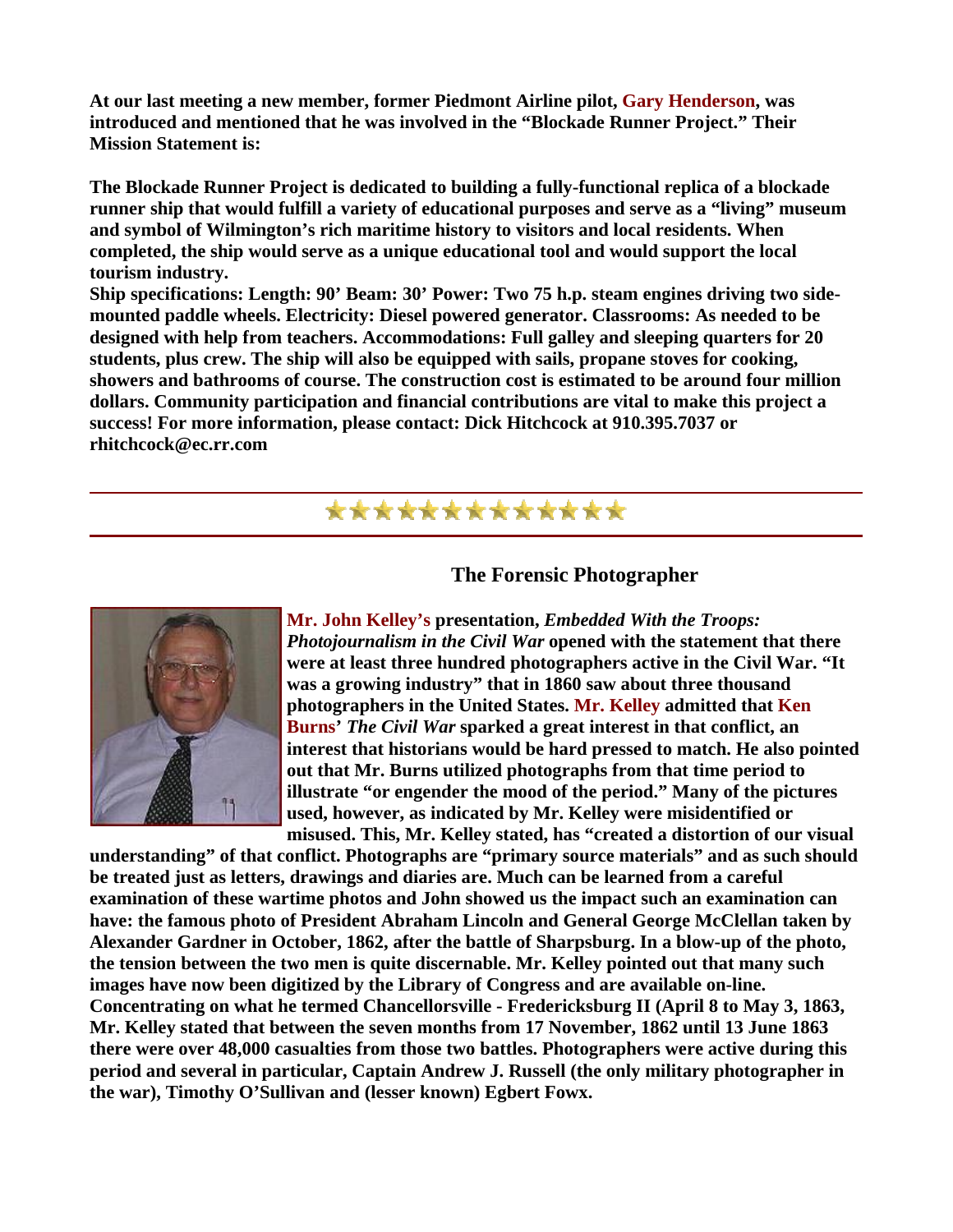**At our last meeting a new member, former Piedmont Airline pilot, Gary Henderson, was introduced and mentioned that he was involved in the "Blockade Runner Project." Their Mission Statement is:**

**The Blockade Runner Project is dedicated to building a fully-functional replica of a blockade runner ship that would fulfill a variety of educational purposes and serve as a "living" museum and symbol of Wilmington's rich maritime history to visitors and local residents. When completed, the ship would serve as a unique educational tool and would support the local tourism industry.**
**Ship specifications: Length: 90' Beam: 30' Power: Two 75 h.p. steam engines driving two side-mounted paddle wheels. Electricity: Diesel powered generator. Classrooms: As needed to be designed with help from teachers. Accommodations: Full galley and sleeping quarters for 20 students, plus crew. The ship will also be equipped with sails, propane stoves for cooking, showers and bathrooms of course. The construction cost is estimated to be around four million dollars. Community participation and financial contributions are vital to make this project a success! For more information, please contact: Dick Hitchcock at 910.395.7037 or rhitchcock@ec.rr.com**

---

## The Forensic Photographer

**Mr. John Kelley's presentation, *Embedded With the Troops: Photojournalism in the Civil War* opened with the statement that there were at least three hundred photographers active in the Civil War. "It was a growing industry" that in 1860 saw about three thousand photographers in the United States. Mr. Kelley admitted that Ken Burns' *The Civil War* sparked a great interest in that conflict, an interest that historians would be hard pressed to match. He also pointed out that Mr. Burns utilized photographs from that time period to illustrate "or engender the mood of the period." Many of the pictures used, however, as indicated by Mr. Kelley were misidentified or misused. This, Mr. Kelley stated, has "created a distortion of our visual understanding" of that conflict. Photographs are "primary source materials" and as such should be treated just as letters, drawings and diaries are. Much can be learned from a careful examination of these wartime photos and John showed us the impact such an examination can have: the famous photo of President Abraham Lincoln and General George McClellan taken by Alexander Gardner in October, 1862, after the battle of Sharpsburg. In a blow-up of the photo, the tension between the two men is quite discernable. Mr. Kelley pointed out that many such images have now been digitized by the Library of Congress and are available on-line. Concentrating on what he termed Chancellorsville - Fredericksburg II (April 8 to May 3, 1863, Mr. Kelley stated that between the seven months from 17 November, 1862 until 13 June 1863 there were over 48,000 casualties from those two battles. Photographers were active during this period and several in particular, Captain Andrew J. Russell (the only military photographer in the war), Timothy O'Sullivan and (lesser known) Egbert Fowx.**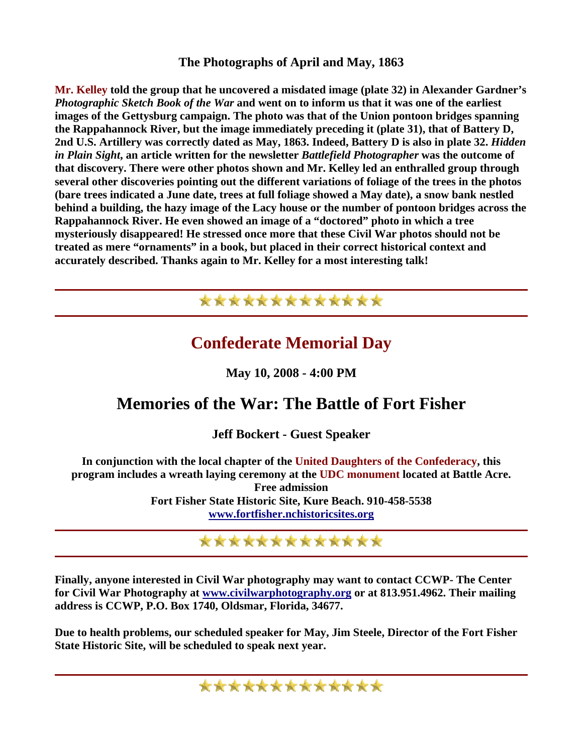**The Photographs of April and May, 1863**

**Mr. Kelley told the group that he uncovered a misdated image (plate 32) in Alexander Gardner's *Photographic Sketch Book of the War* and went on to inform us that it was one of the earliest images of the Gettysburg campaign. The photo was that of the Union pontoon bridges spanning the Rappahannock River, but the image immediately preceding it (plate 31), that of Battery D, 2nd U.S. Artillery was correctly dated as May, 1863. Indeed, Battery D is also in plate 32. *Hidden in Plain Sight*, an article written for the newsletter *Battlefield Photographer* was the outcome of that discovery. There were other photos shown and Mr. Kelley led an enthralled group through several other discoveries pointing out the different variations of foliage of the trees in the photos (bare trees indicated a June date, trees at full foliage showed a May date), a snow bank nestled behind a building, the hazy image of the Lacy house or the number of pontoon bridges across the Rappahannock River. He even showed an image of a "doctored" photo in which a tree mysteriously disappeared! He stressed once more that these Civil War photos should not be treated as mere "ornaments" in a book, but placed in their correct historical context and accurately described. Thanks again to Mr. Kelley for a most interesting talk!**

---

## Confederate Memorial Day

**May 10, 2008 - 4:00 PM**

## Memories of the War: The Battle of Fort Fisher

**Jeff Bockert - Guest Speaker**

**In conjunction with the local chapter of the United Daughters of the Confederacy, this program includes a wreath laying ceremony at the UDC monument located at Battle Acre.**
**Free admission**
**Fort Fisher State Historic Site, Kure Beach. 910-458-5538**
**www.fortfisher.nchistoricsites.org**

---

**Finally, anyone interested in Civil War photography may want to contact CCWP- The Center for Civil War Photography at www.civilwarphotography.org or at 813.951.4962. Their mailing address is CCWP, P.O. Box 1740, Oldsmar, Florida, 34677.**

**Due to health problems, our scheduled speaker for May, Jim Steele, Director of the Fort Fisher State Historic Site, will be scheduled to speak next year.**

---